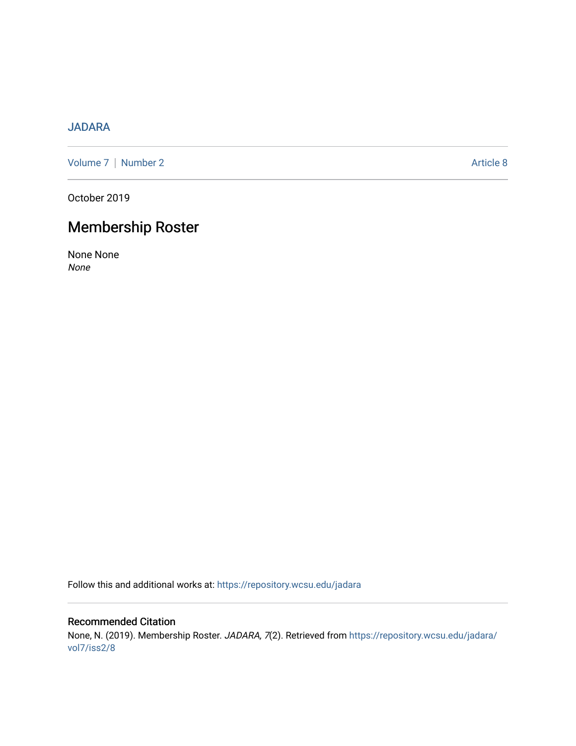JADARA

Volume 7 | Number 2 Article 8

October 2019

# Membership Roster

None None
*None*

Follow this and additional works at: https://repository.wcsu.edu/jadara

## Recommended Citation

None, N. (2019). Membership Roster. *JADARA, 7*(2). Retrieved from https://repository.wcsu.edu/jadara/vol7/iss2/8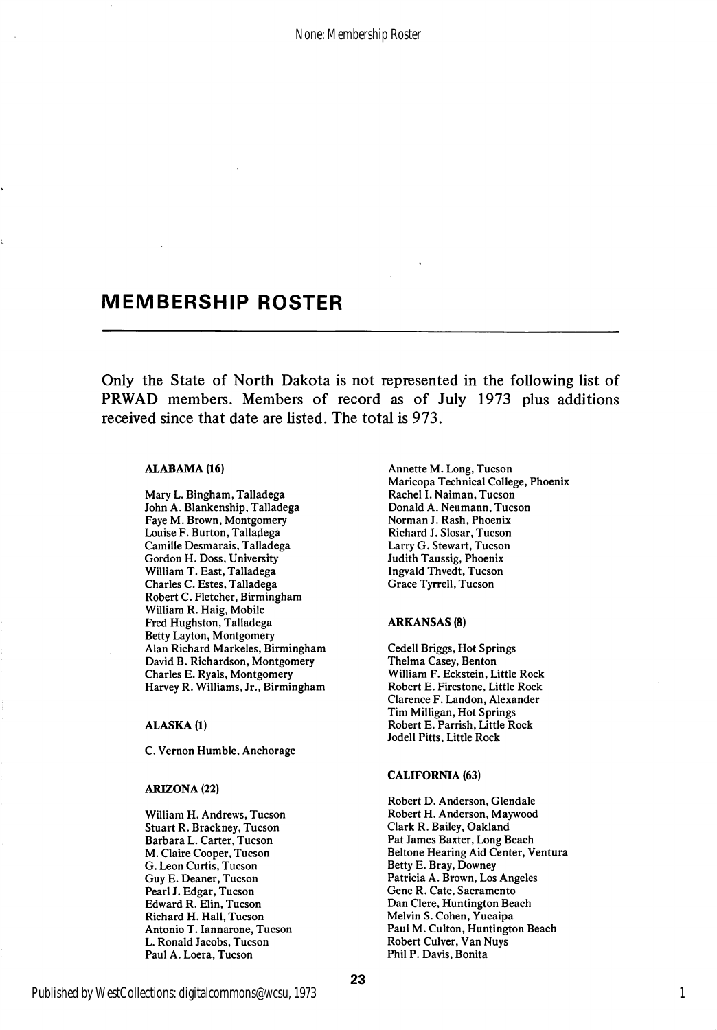# MEMBERSHIP ROSTER

Only the State of North Dakota is not represented in the following list of PRWAD members. Members of record as of July 1973 plus additions received since that date are listed. The total is 973.

**ALABAMA (16)**

Mary L. Bingham, Talladega
John A. Blankenship, Talladega
Faye M. Brown, Montgomery
Louise F. Burton, Talladega
Camille Desmarais, Talladega
Gordon H. Doss, University
William T. East, Talladega
Charles C. Estes, Talladega
Robert C. Fletcher, Birmingham
William R. Haig, Mobile
Fred Hughston, Talladega
Betty Layton, Montgomery
Alan Richard Markeles, Birmingham
David B. Richardson, Montgomery
Charles E. Ryals, Montgomery
Harvey R. Williams, Jr., Birmingham

**ALASKA (1)**

C. Vernon Humble, Anchorage

**ARIZONA (22)**

William H. Andrews, Tucson
Stuart R. Brackney, Tucson
Barbara L. Carter, Tucson
M. Claire Cooper, Tucson
G. Leon Curtis, Tucson
Guy E. Deaner, Tucson
Pearl J. Edgar, Tucson
Edward R. Elin, Tucson
Richard H. Hall, Tucson
Antonio T. Iannarone, Tucson
L. Ronald Jacobs, Tucson
Paul A. Loera, Tucson
Annette M. Long, Tucson
Maricopa Technical College, Phoenix
Rachel I. Naiman, Tucson
Donald A. Neumann, Tucson
Norman J. Rash, Phoenix
Richard J. Slosar, Tucson
Larry G. Stewart, Tucson
Judith Taussig, Phoenix
Ingvald Thvedt, Tucson
Grace Tyrrell, Tucson

**ARKANSAS (8)**

Cedell Briggs, Hot Springs
Thelma Casey, Benton
William F. Eckstein, Little Rock
Robert E. Firestone, Little Rock
Clarence F. Landon, Alexander
Tim Milligan, Hot Springs
Robert E. Parrish, Little Rock
Jodell Pitts, Little Rock

**CALIFORNIA (63)**

Robert D. Anderson, Glendale
Robert H. Anderson, Maywood
Clark R. Bailey, Oakland
Pat James Baxter, Long Beach
Beltone Hearing Aid Center, Ventura
Betty E. Bray, Downey
Patricia A. Brown, Los Angeles
Gene R. Cate, Sacramento
Dan Clere, Huntington Beach
Melvin S. Cohen, Yucaipa
Paul M. Culton, Huntington Beach
Robert Culver, Van Nuys
Phil P. Davis, Bonita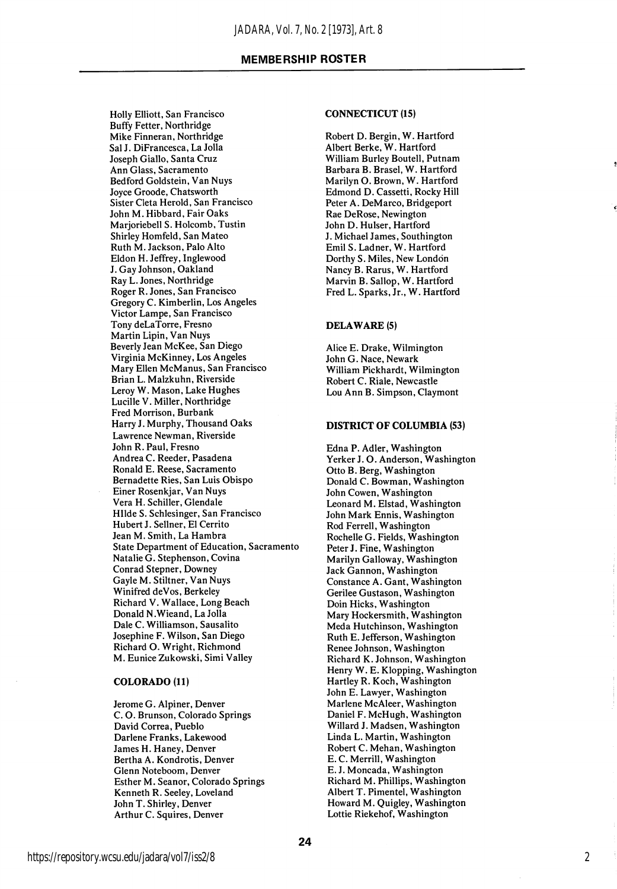## MEMBERSHIP ROSTER

Holly Elliott, San Francisco
Buffy Fetter, Northridge
Mike Finneran, Northridge
Sal J. DiFrancesca, La Jolla
Joseph Giallo, Santa Cruz
Ann Glass, Sacramento
Bedford Goldstein, Van Nuys
Joyce Groode, Chatsworth
Sister Cleta Herold, San Francisco
John M. Hibbard, Fair Oaks
Marjoriebell S. Holcomb, Tustin
Shirley Homfeld, San Mateo
Ruth M. Jackson, Palo Alto
Eldon H. Jeffrey, Inglewood
J. Gay Johnson, Oakland
Ray L. Jones, Northridge
Roger R. Jones, San Francisco
Gregory C. Kimberlin, Los Angeles
Victor Lampe, San Francisco
Tony deLaTorre, Fresno
Martin Lipin, Van Nuys
Beverly Jean McKee, San Diego
Virginia McKinney, Los Angeles
Mary Ellen McManus, San Francisco
Brian L. Malzkuhn, Riverside
Leroy W. Mason, Lake Hughes
Lucille V. Miller, Northridge
Fred Morrison, Burbank
Harry J. Murphy, Thousand Oaks
Lawrence Newman, Riverside
John R. Paul, Fresno
Andrea C. Reeder, Pasadena
Ronald E. Reese, Sacramento
Bernadette Ries, San Luis Obispo
Einer Rosenkjar, Van Nuys
Vera H. Schiller, Glendale
Hllde S. Schlesinger, San Francisco
Hubert J. Sellner, El Cerrito
Jean M. Smith, La Hambra
State Department of Education, Sacramento
Natalie G. Stephenson, Covina
Conrad Stepner, Downey
Gayle M. Stiltner, Van Nuys
Winifred deVos, Berkeley
Richard V. Wallace, Long Beach
Donald N.Wieand, La Jolla
Dale C. Williamson, Sausalito
Josephine F. Wilson, San Diego
Richard O. Wright, Richmond
M. Eunice Zukowski, Simi Valley

### COLORADO (11)

Jerome G. Alpiner, Denver
C. O. Brunson, Colorado Springs
David Correa, Pueblo
Darlene Franks, Lakewood
James H. Haney, Denver
Bertha A. Kondrotis, Denver
Glenn Noteboom, Denver
Esther M. Seanor, Colorado Springs
Kenneth R. Seeley, Loveland
John T. Shirley, Denver
Arthur C. Squires, Denver

### CONNECTICUT (15)

Robert D. Bergin, W. Hartford
Albert Berke, W. Hartford
William Burley Boutell, Putnam
Barbara B. Brasel, W. Hartford
Marilyn O. Brown, W. Hartford
Edmond D. Cassetti, Rocky Hill
Peter A. DeMarco, Bridgeport
Rae DeRose, Newington
John D. Hulser, Hartford
J. Michael James, Southington
Emil S. Ladner, W. Hartford
Dorthy S. Miles, New London
Nancy B. Rarus, W. Hartford
Marvin B. Sallop, W. Hartford
Fred L. Sparks, Jr., W. Hartford

### DELAWARE (5)

Alice E. Drake, Wilmington
John G. Nace, Newark
William Pickhardt, Wilmington
Robert C. Riale, Newcastle
Lou Ann B. Simpson, Claymont

### DISTRICT OF COLUMBIA (53)

Edna P. Adler, Washington
Yerker J. O. Anderson, Washington
Otto B. Berg, Washington
Donald C. Bowman, Washington
John Cowen, Washington
Leonard M. Elstad, Washington
John Mark Ennis, Washington
Rod Ferrell, Washington
Rochelle G. Fields, Washington
Peter J. Fine, Washington
Marilyn Galloway, Washington
Jack Gannon, Washington
Constance A. Gant, Washington
Gerilee Gustason, Washington
Doin Hicks, Washington
Mary Hockersmith, Washington
Meda Hutchinson, Washington
Ruth E. Jefferson, Washington
Renee Johnson, Washington
Richard K. Johnson, Washington
Henry W. E. Klopping, Washington
Hartley R. Koch, Washington
John E. Lawyer, Washington
Marlene McAleer, Washington
Daniel F. McHugh, Washington
Willard J. Madsen, Washington
Linda L. Martin, Washington
Robert C. Mehan, Washington
E. C. Merrill, Washington
E. J. Moncada, Washington
Richard M. Phillips, Washington
Albert T. Pimentel, Washington
Howard M. Quigley, Washington
Lottie Riekehof, Washington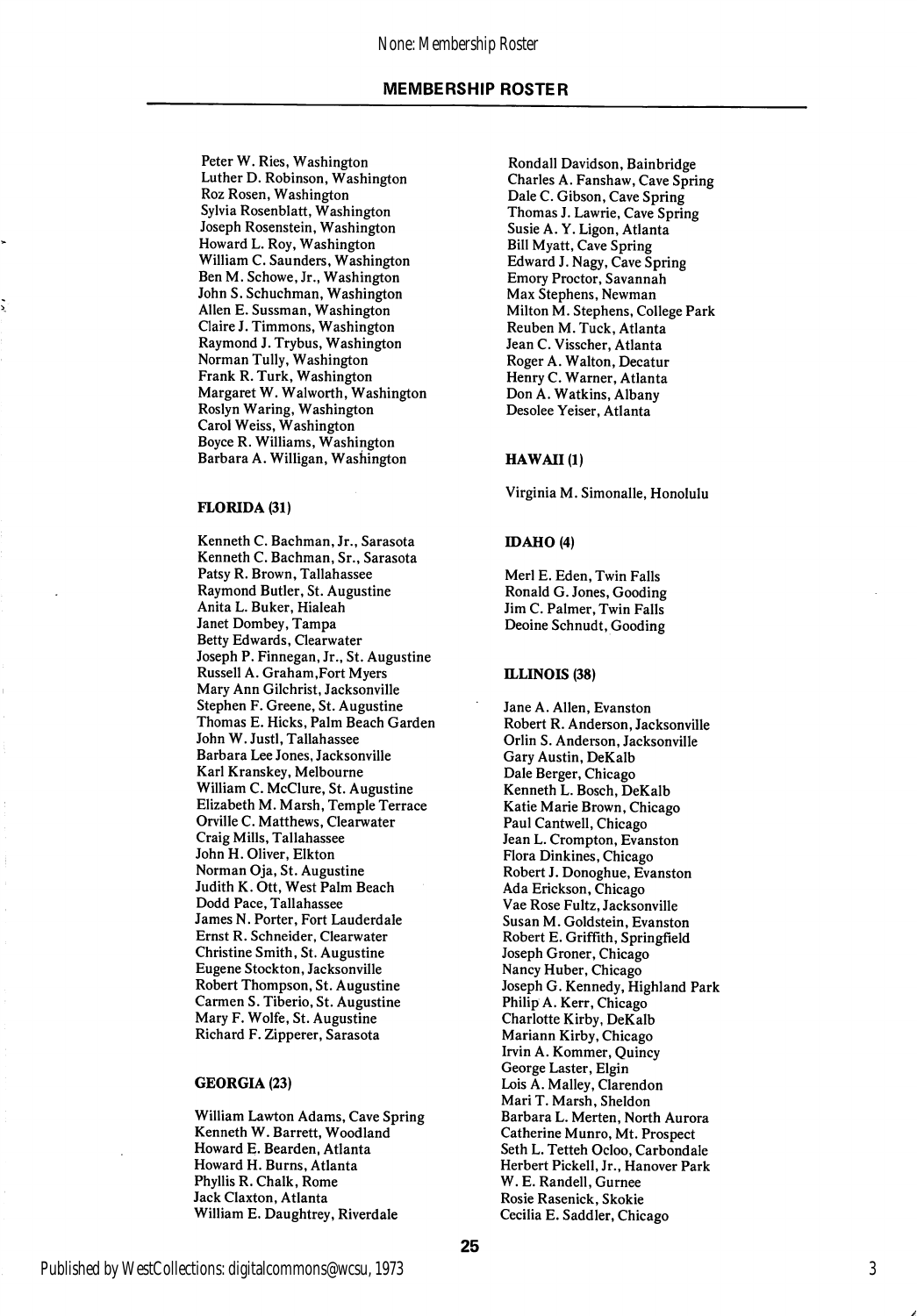Peter W. Ries, Washington
Luther D. Robinson, Washington
Roz Rosen, Washington
Sylvia Rosenblatt, Washington
Joseph Rosenstein, Washington
Howard L. Roy, Washington
William C. Saunders, Washington
Ben M. Schowe, Jr., Washington
John S. Schuchman, Washington
Allen E. Sussman, Washington
Claire J. Timmons, Washington
Raymond J. Trybus, Washington
Norman Tully, Washington
Frank R. Turk, Washington
Margaret W. Walworth, Washington
Roslyn Waring, Washington
Carol Weiss, Washington
Boyce R. Williams, Washington
Barbara A. Willigan, Washington

### FLORIDA (31)

Kenneth C. Bachman, Jr., Sarasota
Kenneth C. Bachman, Sr., Sarasota
Patsy R. Brown, Tallahassee
Raymond Butler, St. Augustine
Anita L. Buker, Hialeah
Janet Dombey, Tampa
Betty Edwards, Clearwater
Joseph P. Finnegan, Jr., St. Augustine
Russell A. Graham, Fort Myers
Mary Ann Gilchrist, Jacksonville
Stephen F. Greene, St. Augustine
Thomas E. Hicks, Palm Beach Garden
John W. Justl, Tallahassee
Barbara Lee Jones, Jacksonville
Karl Kranskey, Melbourne
William C. McClure, St. Augustine
Elizabeth M. Marsh, Temple Terrace
Orville C. Matthews, Clearwater
Craig Mills, Tallahassee
John H. Oliver, Elkton
Norman Oja, St. Augustine
Judith K. Ott, West Palm Beach
Dodd Pace, Tallahassee
James N. Porter, Fort Lauderdale
Ernst R. Schneider, Clearwater
Christine Smith, St. Augustine
Eugene Stockton, Jacksonville
Robert Thompson, St. Augustine
Carmen S. Tiberio, St. Augustine
Mary F. Wolfe, St. Augustine
Richard F. Zipperer, Sarasota

### GEORGIA (23)

William Lawton Adams, Cave Spring
Kenneth W. Barrett, Woodland
Howard E. Bearden, Atlanta
Howard H. Burns, Atlanta
Phyllis R. Chalk, Rome
Jack Claxton, Atlanta
William E. Daughtrey, Riverdale
Rondall Davidson, Bainbridge
Charles A. Fanshaw, Cave Spring
Dale C. Gibson, Cave Spring
Thomas J. Lawrie, Cave Spring
Susie A. Y. Ligon, Atlanta
Bill Myatt, Cave Spring
Edward J. Nagy, Cave Spring
Emory Proctor, Savannah
Max Stephens, Newman
Milton M. Stephens, College Park
Reuben M. Tuck, Atlanta
Jean C. Visscher, Atlanta
Roger A. Walton, Decatur
Henry C. Warner, Atlanta
Don A. Watkins, Albany
Desolee Yeiser, Atlanta

### HAWAII (1)

Virginia M. Simonalle, Honolulu

### IDAHO (4)

Merl E. Eden, Twin Falls
Ronald G. Jones, Gooding
Jim C. Palmer, Twin Falls
Deoine Schnudt, Gooding

### ILLINOIS (38)

Jane A. Allen, Evanston
Robert R. Anderson, Jacksonville
Orlin S. Anderson, Jacksonville
Gary Austin, DeKalb
Dale Berger, Chicago
Kenneth L. Bosch, DeKalb
Katie Marie Brown, Chicago
Paul Cantwell, Chicago
Jean L. Crompton, Evanston
Flora Dinkines, Chicago
Robert J. Donoghue, Evanston
Ada Erickson, Chicago
Vae Rose Fultz, Jacksonville
Susan M. Goldstein, Evanston
Robert E. Griffith, Springfield
Joseph Groner, Chicago
Nancy Huber, Chicago
Joseph G. Kennedy, Highland Park
Philip A. Kerr, Chicago
Charlotte Kirby, DeKalb
Mariann Kirby, Chicago
Irvin A. Kommer, Quincy
George Laster, Elgin
Lois A. Malley, Clarendon
Mari T. Marsh, Sheldon
Barbara L. Merten, North Aurora
Catherine Munro, Mt. Prospect
Seth L. Tetteh Ocloo, Carbondale
Herbert Pickell, Jr., Hanover Park
W. E. Randell, Gurnee
Rosie Rasenick, Skokie
Cecilia E. Saddler, Chicago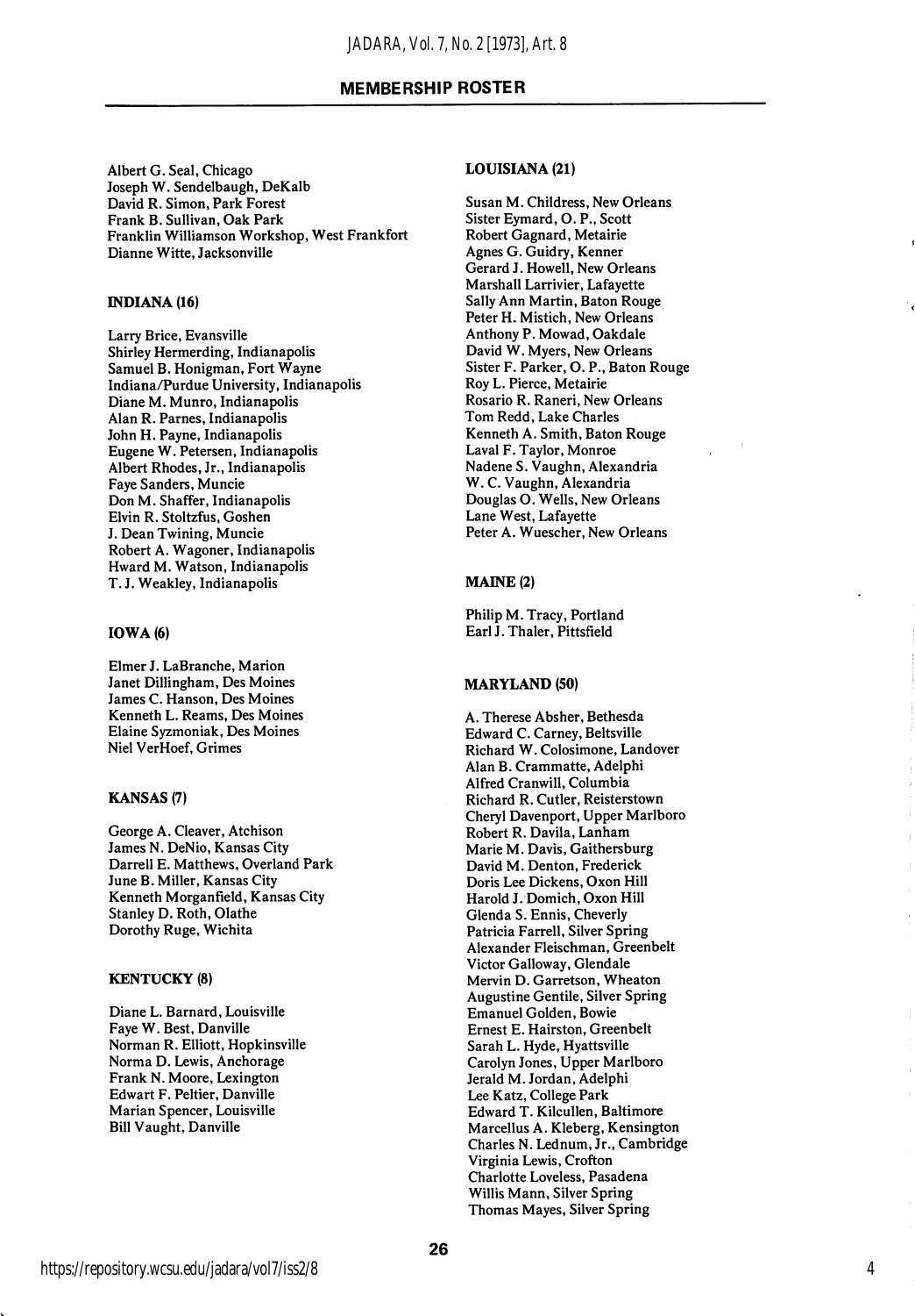## MEMBERSHIP ROSTER

Albert G. Seal, Chicago
Joseph W. Sendelbaugh, DeKalb
David R. Simon, Park Forest
Frank B. Sullivan, Oak Park
Franklin Williamson Workshop, West Frankfort
Dianne Witte, Jacksonville

### INDIANA (16)

Larry Brice, Evansville
Shirley Hermerding, Indianapolis
Samuel B. Honigman, Fort Wayne
Indiana/Purdue University, Indianapolis
Diane M. Munro, Indianapolis
Alan R. Parnes, Indianapolis
John H. Payne, Indianapolis
Eugene W. Petersen, Indianapolis
Albert Rhodes, Jr., Indianapolis
Faye Sanders, Muncie
Don M. Shaffer, Indianapolis
Elvin R. Stoltzfus, Goshen
J. Dean Twining, Muncie
Robert A. Wagoner, Indianapolis
Hward M. Watson, Indianapolis
T. J. Weakley, Indianapolis

### IOWA (6)

Elmer J. LaBranche, Marion
Janet Dillingham, Des Moines
James C. Hanson, Des Moines
Kenneth L. Reams, Des Moines
Elaine Syzmoniak, Des Moines
Niel VerHoef, Grimes

### KANSAS (7)

George A. Cleaver, Atchison
James N. DeNio, Kansas City
Darrell E. Matthews, Overland Park
June B. Miller, Kansas City
Kenneth Morganfield, Kansas City
Stanley D. Roth, Olathe
Dorothy Ruge, Wichita

### KENTUCKY (8)

Diane L. Barnard, Louisville
Faye W. Best, Danville
Norman R. Elliott, Hopkinsville
Norma D. Lewis, Anchorage
Frank N. Moore, Lexington
Edwart F. Peltier, Danville
Marian Spencer, Louisville
Bill Vaught, Danville

### LOUISIANA (21)

Susan M. Childress, New Orleans
Sister Eymard, O. P., Scott
Robert Gagnard, Metairie
Agnes G. Guidry, Kenner
Gerard J. Howell, New Orleans
Marshall Larrivier, Lafayette
Sally Ann Martin, Baton Rouge
Peter H. Mistich, New Orleans
Anthony P. Mowad, Oakdale
David W. Myers, New Orleans
Sister F. Parker, O. P., Baton Rouge
Roy L. Pierce, Metairie
Rosario R. Raneri, New Orleans
Tom Redd, Lake Charles
Kenneth A. Smith, Baton Rouge
Laval F. Taylor, Monroe
Nadene S. Vaughn, Alexandria
W. C. Vaughn, Alexandria
Douglas O. Wells, New Orleans
Lane West, Lafayette
Peter A. Wuescher, New Orleans

### MAINE (2)

Philip M. Tracy, Portland
Earl J. Thaler, Pittsfield

### MARYLAND (50)

A. Therese Absher, Bethesda
Edward C. Carney, Beltsville
Richard W. Colosimone, Landover
Alan B. Crammatte, Adelphi
Alfred Cranwill, Columbia
Richard R. Cutler, Reisterstown
Cheryl Davenport, Upper Marlboro
Robert R. Davila, Lanham
Marie M. Davis, Gaithersburg
David M. Denton, Frederick
Doris Lee Dickens, Oxon Hill
Harold J. Domich, Oxon Hill
Glenda S. Ennis, Cheverly
Patricia Farrell, Silver Spring
Alexander Fleischman, Greenbelt
Victor Galloway, Glendale
Mervin D. Garretson, Wheaton
Augustine Gentile, Silver Spring
Emanuel Golden, Bowie
Ernest E. Hairston, Greenbelt
Sarah L. Hyde, Hyattsville
Carolyn Jones, Upper Marlboro
Jerald M. Jordan, Adelphi
Lee Katz, College Park
Edward T. Kilcullen, Baltimore
Marcellus A. Kleberg, Kensington
Charles N. Lednum, Jr., Cambridge
Virginia Lewis, Crofton
Charlotte Loveless, Pasadena
Willis Mann, Silver Spring
Thomas Mayes, Silver Spring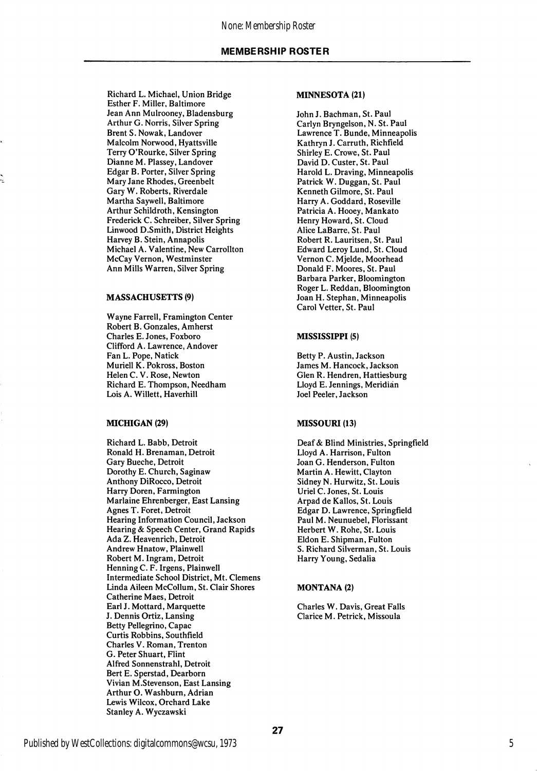## MEMBERSHIP ROSTER

Richard L. Michael, Union Bridge
Esther F. Miller, Baltimore
Jean Ann Mulrooney, Bladensburg
Arthur G. Norris, Silver Spring
Brent S. Nowak, Landover
Malcolm Norwood, Hyattsville
Terry O'Rourke, Silver Spring
Dianne M. Plassey, Landover
Edgar B. Porter, Silver Spring
Mary Jane Rhodes, Greenbelt
Gary W. Roberts, Riverdale
Martha Saywell, Baltimore
Arthur Schildroth, Kensington
Frederick C. Schreiber, Silver Spring
Linwood D.Smith, District Heights
Harvey B. Stein, Annapolis
Michael A. Valentine, New Carrollton
McCay Vernon, Westminster
Ann Mills Warren, Silver Spring

**MASSACHUSETTS (9)**

Wayne Farrell, Framington Center
Robert B. Gonzales, Amherst
Charles E. Jones, Foxboro
Clifford A. Lawrence, Andover
Fan L. Pope, Natick
Muriell K. Pokross, Boston
Helen C. V. Rose, Newton
Richard E. Thompson, Needham
Lois A. Willett, Haverhill

**MICHIGAN (29)**

Richard L. Babb, Detroit
Ronald H. Brenaman, Detroit
Gary Bueche, Detroit
Dorothy E. Church, Saginaw
Anthony DiRocco, Detroit
Harry Doren, Farmington
Marlaine Ehrenberger, East Lansing
Agnes T. Foret, Detroit
Hearing Information Council, Jackson
Hearing & Speech Center, Grand Rapids
Ada Z. Heavenrich, Detroit
Andrew Hnatow, Plainwell
Robert M. Ingram, Detroit
Henning C. F. Irgens, Plainwell
Intermediate School District, Mt. Clemens
Linda Aileen McCollum, St. Clair Shores
Catherine Maes, Detroit
Earl J. Mottard, Marquette
J. Dennis Ortiz, Lansing
Betty Pellegrino, Capac
Curtis Robbins, Southfield
Charles V. Roman, Trenton
G. Peter Shuart, Flint
Alfred Sonnenstrahl, Detroit
Bert E. Sperstad, Dearborn
Vivian M.Stevenson, East Lansing
Arthur O. Washburn, Adrian
Lewis Wilcox, Orchard Lake
Stanley A. Wyczawski

**MINNESOTA (21)**

John J. Bachman, St. Paul
Carlyn Bryngelson, N. St. Paul
Lawrence T. Bunde, Minneapolis
Kathryn J. Carruth, Richfield
Shirley E. Crowe, St. Paul
David D. Custer, St. Paul
Harold L. Draving, Minneapolis
Patrick W. Duggan, St. Paul
Kenneth Gilmore, St. Paul
Harry A. Goddard, Roseville
Patricia A. Hooey, Mankato
Henry Howard, St. Cloud
Alice LaBarre, St. Paul
Robert R. Lauritsen, St. Paul
Edward Leroy Lund, St. Cloud
Vernon C. Mjelde, Moorhead
Donald F. Moores, St. Paul
Barbara Parker, Bloomington
Roger L. Reddan, Bloomington
Joan H. Stephan, Minneapolis
Carol Vetter, St. Paul

**MISSISSIPPI (5)**

Betty P. Austin, Jackson
James M. Hancock, Jackson
Glen R. Hendren, Hattiesburg
Lloyd E. Jennings, Meridian
Joel Peeler, Jackson

**MISSOURI (13)**

Deaf & Blind Ministries, Springfield
Lloyd A. Harrison, Fulton
Joan G. Henderson, Fulton
Martin A. Hewitt, Clayton
Sidney N. Hurwitz, St. Louis
Uriel C. Jones, St. Louis
Arpad de Kallos, St. Louis
Edgar D. Lawrence, Springfield
Paul M. Neunuebel, Florissant
Herbert W. Rohe, St. Louis
Eldon E. Shipman, Fulton
S. Richard Silverman, St. Louis
Harry Young, Sedalia

**MONTANA (2)**

Charles W. Davis, Great Falls
Clarice M. Petrick, Missoula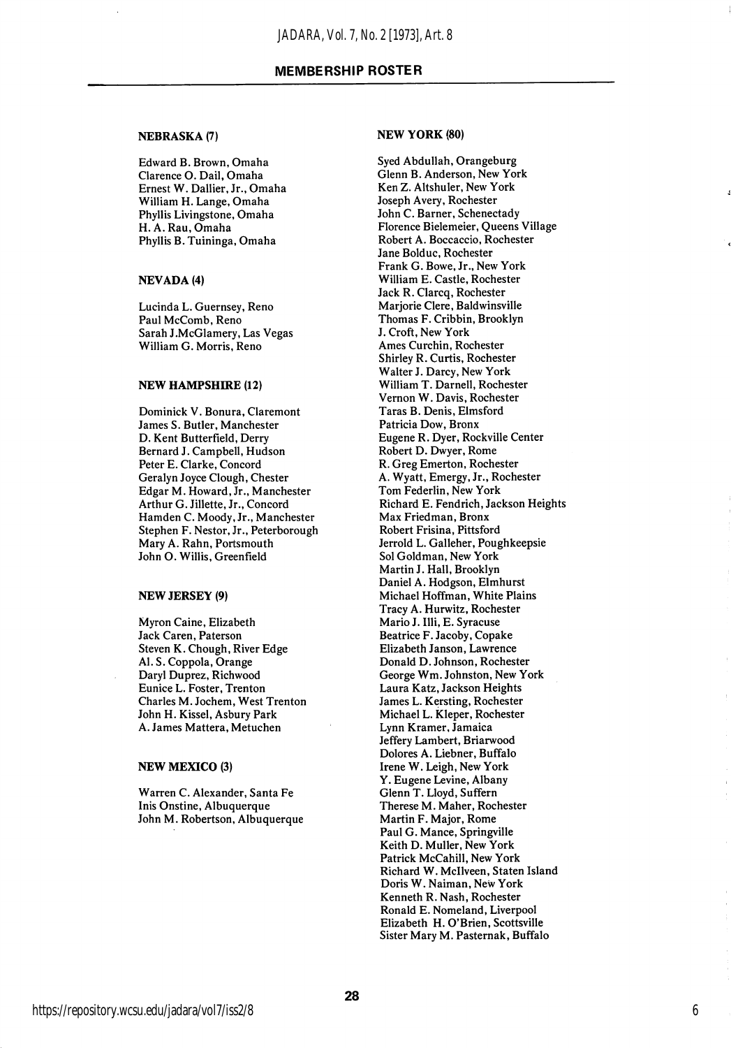## MEMBERSHIP ROSTER

### NEBRASKA (7)

Edward B. Brown, Omaha
Clarence O. Dail, Omaha
Ernest W. Dallier, Jr., Omaha
William H. Lange, Omaha
Phyllis Livingstone, Omaha
H. A. Rau, Omaha
Phyllis B. Tuininga, Omaha

### NEVADA (4)

Lucinda L. Guernsey, Reno
Paul McComb, Reno
Sarah J.McGlamery, Las Vegas
William G. Morris, Reno

### NEW HAMPSHIRE (12)

Dominick V. Bonura, Claremont
James S. Butler, Manchester
D. Kent Butterfield, Derry
Bernard J. Campbell, Hudson
Peter E. Clarke, Concord
Geralyn Joyce Clough, Chester
Edgar M. Howard, Jr., Manchester
Arthur G. Jillette, Jr., Concord
Hamden C. Moody, Jr., Manchester
Stephen F. Nestor, Jr., Peterborough
Mary A. Rahn, Portsmouth
John O. Willis, Greenfield

### NEW JERSEY (9)

Myron Caine, Elizabeth
Jack Caren, Paterson
Steven K. Chough, River Edge
Al. S. Coppola, Orange
Daryl Duprez, Richwood
Eunice L. Foster, Trenton
Charles M. Jochem, West Trenton
John H. Kissel, Asbury Park
A. James Mattera, Metuchen

### NEW MEXICO (3)

Warren C. Alexander, Santa Fe
Inis Onstine, Albuquerque
John M. Robertson, Albuquerque

### NEW YORK (80)

Syed Abdullah, Orangeburg
Glenn B. Anderson, New York
Ken Z. Altshuler, New York
Joseph Avery, Rochester
John C. Barner, Schenectady
Florence Bielemeier, Queens Village
Robert A. Boccaccio, Rochester
Jane Bolduc, Rochester
Frank G. Bowe, Jr., New York
William E. Castle, Rochester
Jack R. Clarcq, Rochester
Marjorie Clere, Baldwinsville
Thomas F. Cribbin, Brooklyn
J. Croft, New York
Ames Curchin, Rochester
Shirley R. Curtis, Rochester
Walter J. Darcy, New York
William T. Darnell, Rochester
Vernon W. Davis, Rochester
Taras B. Denis, Elmsford
Patricia Dow, Bronx
Eugene R. Dyer, Rockville Center
Robert D. Dwyer, Rome
R. Greg Emerton, Rochester
A. Wyatt, Emergy, Jr., Rochester
Tom Federlin, New York
Richard E. Fendrich, Jackson Heights
Max Friedman, Bronx
Robert Frisina, Pittsford
Jerrold L. Galleher, Poughkeepsie
Sol Goldman, New York
Martin J. Hall, Brooklyn
Daniel A. Hodgson, Elmhurst
Michael Hoffman, White Plains
Tracy A. Hurwitz, Rochester
Mario J. Illi, E. Syracuse
Beatrice F. Jacoby, Copake
Elizabeth Janson, Lawrence
Donald D. Johnson, Rochester
George Wm. Johnston, New York
Laura Katz, Jackson Heights
James L. Kersting, Rochester
Michael L. Kleper, Rochester
Lynn Kramer, Jamaica
Jeffery Lambert, Briarwood
Dolores A. Liebner, Buffalo
Irene W. Leigh, New York
Y. Eugene Levine, Albany
Glenn T. Lloyd, Suffern
Therese M. Maher, Rochester
Martin F. Major, Rome
Paul G. Mance, Springville
Keith D. Muller, New York
Patrick McCahill, New York
Richard W. McIlveen, Staten Island
Doris W. Naiman, New York
Kenneth R. Nash, Rochester
Ronald E. Nomeland, Liverpool
Elizabeth H. O'Brien, Scottsville
Sister Mary M. Pasternak, Buffalo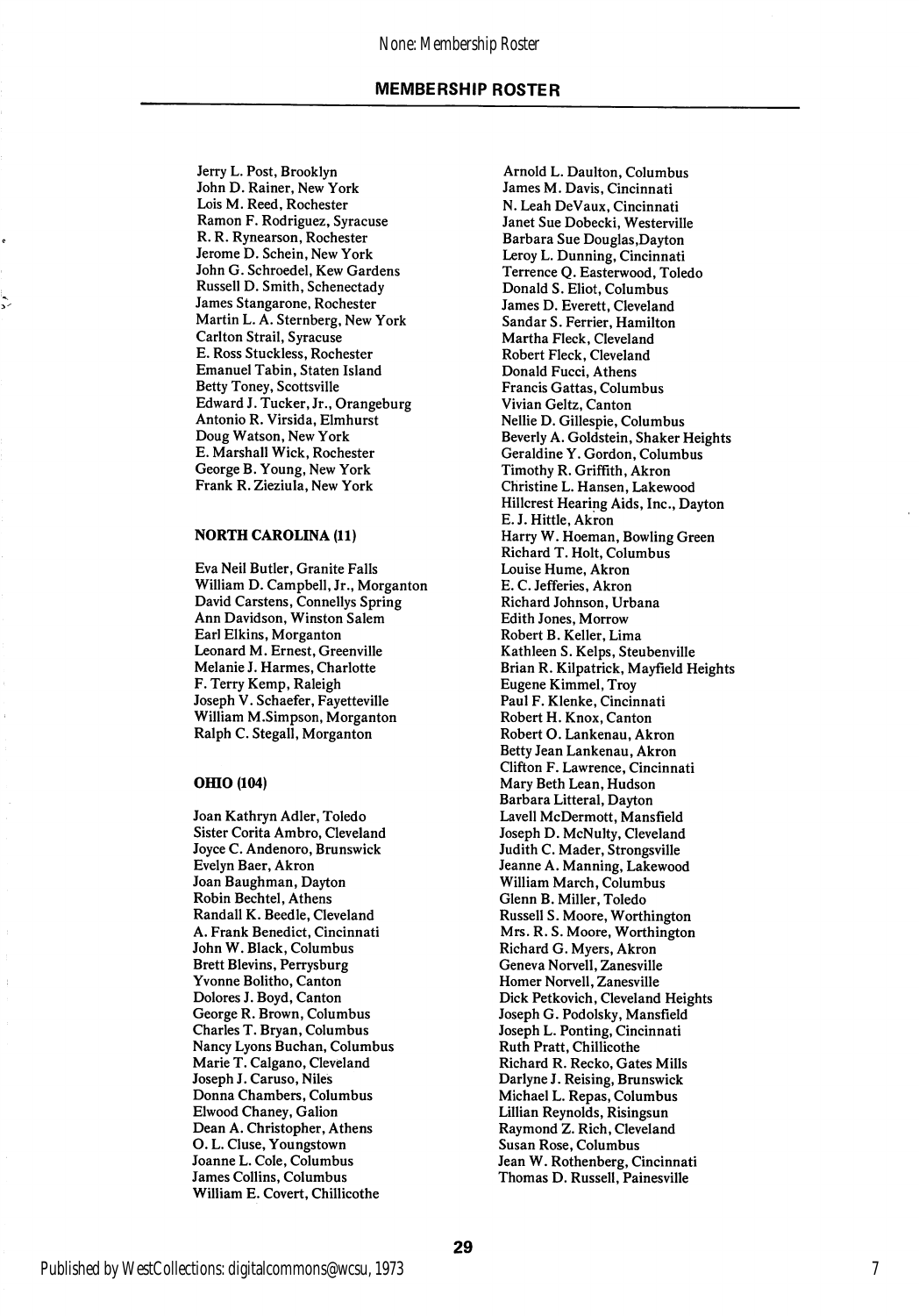## MEMBERSHIP ROSTER

Jerry L. Post, Brooklyn
John D. Rainer, New York
Lois M. Reed, Rochester
Ramon F. Rodriguez, Syracuse
R. R. Rynearson, Rochester
Jerome D. Schein, New York
John G. Schroedel, Kew Gardens
Russell D. Smith, Schenectady
James Stangarone, Rochester
Martin L. A. Sternberg, New York
Carlton Strail, Syracuse
E. Ross Stuckless, Rochester
Emanuel Tabin, Staten Island
Betty Toney, Scottsville
Edward J. Tucker, Jr., Orangeburg
Antonio R. Virsida, Elmhurst
Doug Watson, New York
E. Marshall Wick, Rochester
George B. Young, New York
Frank R. Zieziula, New York

**NORTH CAROLINA (11)**

Eva Neil Butler, Granite Falls
William D. Campbell, Jr., Morganton
David Carstens, Connellys Spring
Ann Davidson, Winston Salem
Earl Elkins, Morganton
Leonard M. Ernest, Greenville
Melanie J. Harmes, Charlotte
F. Terry Kemp, Raleigh
Joseph V. Schaefer, Fayetteville
William M.Simpson, Morganton
Ralph C. Stegall, Morganton

**OHIO (104)**

Joan Kathryn Adler, Toledo
Sister Corita Ambro, Cleveland
Joyce C. Andenoro, Brunswick
Evelyn Baer, Akron
Joan Baughman, Dayton
Robin Bechtel, Athens
Randall K. Beedle, Cleveland
A. Frank Benedict, Cincinnati
John W. Black, Columbus
Brett Blevins, Perrysburg
Yvonne Bolitho, Canton
Dolores J. Boyd, Canton
George R. Brown, Columbus
Charles T. Bryan, Columbus
Nancy Lyons Buchan, Columbus
Marie T. Calgano, Cleveland
Joseph J. Caruso, Niles
Donna Chambers, Columbus
Elwood Chaney, Galion
Dean A. Christopher, Athens
O. L. Cluse, Youngstown
Joanne L. Cole, Columbus
James Collins, Columbus
William E. Covert, Chillicothe
Arnold L. Daulton, Columbus
James M. Davis, Cincinnati
N. Leah DeVaux, Cincinnati
Janet Sue Dobecki, Westerville
Barbara Sue Douglas,Dayton
Leroy L. Dunning, Cincinnati
Terrence Q. Easterwood, Toledo
Donald S. Eliot, Columbus
James D. Everett, Cleveland
Sandar S. Ferrier, Hamilton
Martha Fleck, Cleveland
Robert Fleck, Cleveland
Donald Fucci, Athens
Francis Gattas, Columbus
Vivian Geltz, Canton
Nellie D. Gillespie, Columbus
Beverly A. Goldstein, Shaker Heights
Geraldine Y. Gordon, Columbus
Timothy R. Griffith, Akron
Christine L. Hansen, Lakewood
Hillcrest Hearing Aids, Inc., Dayton
E. J. Hittle, Akron
Harry W. Hoeman, Bowling Green
Richard T. Holt, Columbus
Louise Hume, Akron
E. C. Jefferies, Akron
Richard Johnson, Urbana
Edith Jones, Morrow
Robert B. Keller, Lima
Kathleen S. Kelps, Steubenville
Brian R. Kilpatrick, Mayfield Heights
Eugene Kimmel, Troy
Paul F. Klenke, Cincinnati
Robert H. Knox, Canton
Robert O. Lankenau, Akron
Betty Jean Lankenau, Akron
Clifton F. Lawrence, Cincinnati
Mary Beth Lean, Hudson
Barbara Litteral, Dayton
Lavell McDermott, Mansfield
Joseph D. McNulty, Cleveland
Judith C. Mader, Strongsville
Jeanne A. Manning, Lakewood
William March, Columbus
Glenn B. Miller, Toledo
Russell S. Moore, Worthington
Mrs. R. S. Moore, Worthington
Richard G. Myers, Akron
Geneva Norvell, Zanesville
Homer Norvell, Zanesville
Dick Petkovich, Cleveland Heights
Joseph G. Podolsky, Mansfield
Joseph L. Ponting, Cincinnati
Ruth Pratt, Chillicothe
Richard R. Recko, Gates Mills
Darlyne J. Reising, Brunswick
Michael L. Repas, Columbus
Lillian Reynolds, Risingsun
Raymond Z. Rich, Cleveland
Susan Rose, Columbus
Jean W. Rothenberg, Cincinnati
Thomas D. Russell, Painesville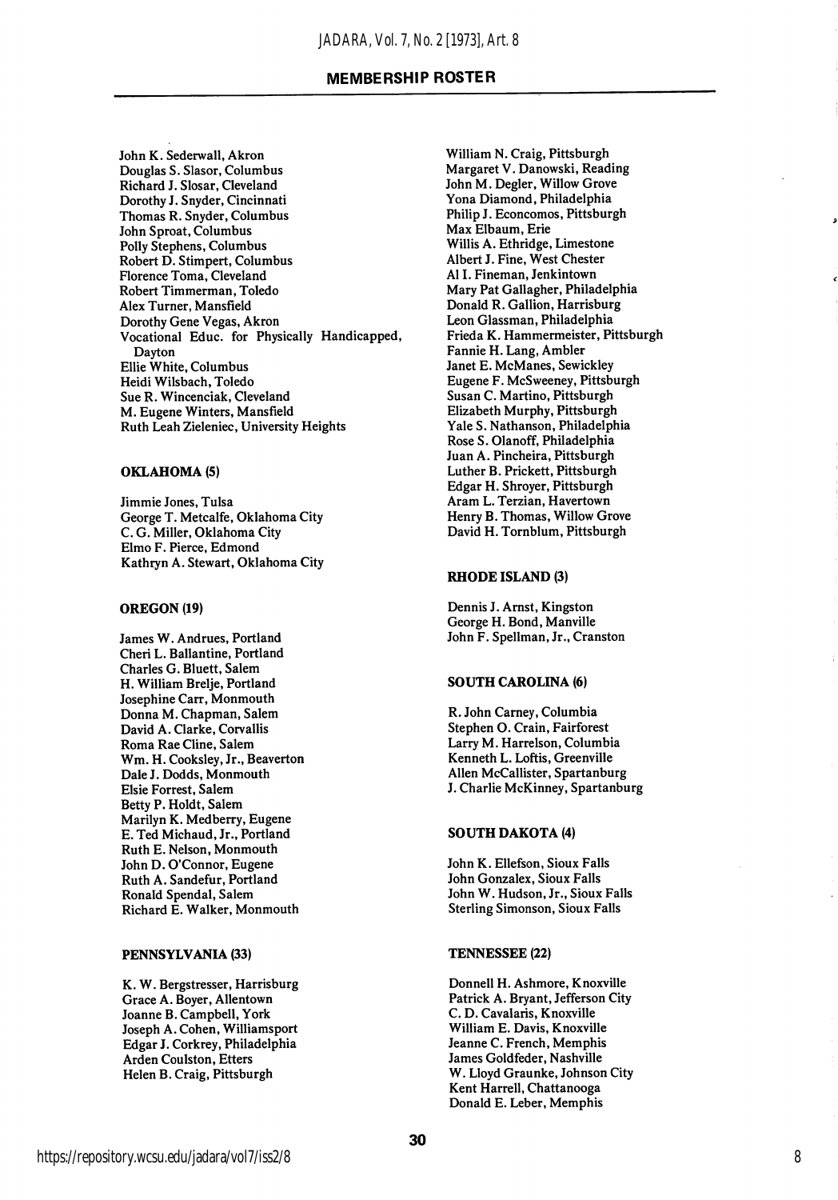## MEMBERSHIP ROSTER

John K. Sederwall, Akron
Douglas S. Slasor, Columbus
Richard J. Slosar, Cleveland
Dorothy J. Snyder, Cincinnati
Thomas R. Snyder, Columbus
John Sproat, Columbus
Polly Stephens, Columbus
Robert D. Stimpert, Columbus
Florence Toma, Cleveland
Robert Timmerman, Toledo
Alex Turner, Mansfield
Dorothy Gene Vegas, Akron
Vocational Educ. for Physically Handicapped, Dayton
Ellie White, Columbus
Heidi Wilsbach, Toledo
Sue R. Wincenciak, Cleveland
M. Eugene Winters, Mansfield
Ruth Leah Zieleniec, University Heights

**OKLAHOMA (5)**

Jimmie Jones, Tulsa
George T. Metcalfe, Oklahoma City
C. G. Miller, Oklahoma City
Elmo F. Pierce, Edmond
Kathryn A. Stewart, Oklahoma City

**OREGON (19)**

James W. Andrues, Portland
Cheri L. Ballantine, Portland
Charles G. Bluett, Salem
H. William Brelje, Portland
Josephine Carr, Monmouth
Donna M. Chapman, Salem
David A. Clarke, Corvallis
Roma Rae Cline, Salem
Wm. H. Cooksley, Jr., Beaverton
Dale J. Dodds, Monmouth
Elsie Forrest, Salem
Betty P. Holdt, Salem
Marilyn K. Medberry, Eugene
E. Ted Michaud, Jr., Portland
Ruth E. Nelson, Monmouth
John D. O'Connor, Eugene
Ruth A. Sandefur, Portland
Ronald Spendal, Salem
Richard E. Walker, Monmouth

**PENNSYLVANIA (33)**

K. W. Bergstresser, Harrisburg
Grace A. Boyer, Allentown
Joanne B. Campbell, York
Joseph A. Cohen, Williamsport
Edgar J. Corkrey, Philadelphia
Arden Coulston, Etters
Helen B. Craig, Pittsburgh
William N. Craig, Pittsburgh
Margaret V. Danowski, Reading
John M. Degler, Willow Grove
Yona Diamond, Philadelphia
Philip J. Econcomos, Pittsburgh
Max Elbaum, Erie
Willis A. Ethridge, Limestone
Albert J. Fine, West Chester
Al I. Fineman, Jenkintown
Mary Pat Gallagher, Philadelphia
Donald R. Gallion, Harrisburg
Leon Glassman, Philadelphia
Frieda K. Hammermeister, Pittsburgh
Fannie H. Lang, Ambler
Janet E. McManes, Sewickley
Eugene F. McSweeney, Pittsburgh
Susan C. Martino, Pittsburgh
Elizabeth Murphy, Pittsburgh
Yale S. Nathanson, Philadelphia
Rose S. Olanoff, Philadelphia
Juan A. Pincheira, Pittsburgh
Luther B. Prickett, Pittsburgh
Edgar H. Shroyer, Pittsburgh
Aram L. Terzian, Havertown
Henry B. Thomas, Willow Grove
David H. Tornblum, Pittsburgh

**RHODE ISLAND (3)**

Dennis J. Arnst, Kingston
George H. Bond, Manville
John F. Spellman, Jr., Cranston

**SOUTH CAROLINA (6)**

R. John Carney, Columbia
Stephen O. Crain, Fairforest
Larry M. Harrelson, Columbia
Kenneth L. Loftis, Greenville
Allen McCallister, Spartanburg
J. Charlie McKinney, Spartanburg

**SOUTH DAKOTA (4)**

John K. Ellefson, Sioux Falls
John Gonzalex, Sioux Falls
John W. Hudson, Jr., Sioux Falls
Sterling Simonson, Sioux Falls

**TENNESSEE (22)**

Donnell H. Ashmore, Knoxville
Patrick A. Bryant, Jefferson City
C. D. Cavalaris, Knoxville
William E. Davis, Knoxville
Jeanne C. French, Memphis
James Goldfeder, Nashville
W. Lloyd Graunke, Johnson City
Kent Harrell, Chattanooga
Donald E. Leber, Memphis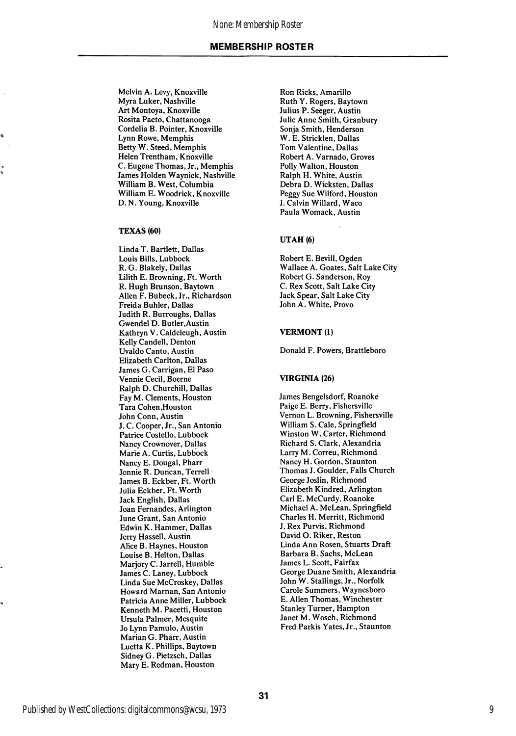## MEMBERSHIP ROSTER

Melvin A. Levy, Knoxville
Myra Luker, Nashville
Art Montoya, Knoxville
Rosita Pacto, Chattanooga
Cordelia B. Pointer, Knoxville
Lynn Rowe, Memphis
Betty W. Steed, Memphis
Helen Trentham, Knoxville
C. Eugene Thomas, Jr., Memphis
James Holden Waynick, Nashville
William B. West, Columbia
William E. Woodrick, Knoxville
D. N. Young, Knoxville

**TEXAS (60)**

Linda T. Bartlett, Dallas
Louis Bills, Lubbock
R. G. Blakely, Dallas
Lilith E. Browning, Ft. Worth
R. Hugh Brunson, Baytown
Allen F. Bubeck, Jr., Richardson
Freida Buhler, Dallas
Judith R. Burroughs, Dallas
Gwendel D. Butler, Austin
Kathryn V. Caldcleugh, Austin
Kelly Candell, Denton
Uvaldo Canto, Austin
Elizabeth Carlton, Dallas
James G. Carrigan, El Paso
Vennie Cecil, Boerne
Ralph D. Churchill, Dallas
Fay M. Clements, Houston
Tara Cohen, Houston
John Conn, Austin
J. C. Cooper, Jr., San Antonio
Patrice Costello, Lubbock
Nancy Crownover, Dallas
Marie A. Curtis, Lubbock
Nancy E. Dougal, Pharr
Jonnie R. Duncan, Terrell
James B. Eckber, Ft. Worth
Julia Eckber, Ft. Worth
Jack English, Dallas
Joan Fernandes, Arlington
June Grant, San Antonio
Edwin K. Hammer, Dallas
Jerry Hassell, Austin
Alice B. Haynes, Houston
Louise B. Helton, Dallas
Marjory C. Jarrell, Humble
James C. Laney, Lubbock
Linda Sue McCroskey, Dallas
Howard Marnan, San Antonio
Patricia Anne Miller, Lubbock
Kenneth M. Pacetti, Houston
Ursula Palmer, Mesquite
Jo Lynn Pamulo, Austin
Marian G. Pharr, Austin
Luetta K. Phillips, Baytown
Sidney G. Pietzsch, Dallas
Mary E. Redman, Houston
Ron Ricks, Amarillo
Ruth Y. Rogers, Baytown
Julius P. Seeger, Austin
Julie Anne Smith, Granbury
Sonja Smith, Henderson
W. E. Stricklen, Dallas
Tom Valentine, Dallas
Robert A. Varnado, Groves
Polly Walton, Houston
Ralph H. White, Austin
Debra D. Wicksten, Dallas
Peggy Sue Wilford, Houston
J. Calvin Willard, Waco
Paula Womack, Austin

**UTAH (6)**

Robert E. Bevill, Ogden
Wallace A. Goates, Salt Lake City
Robert G. Sanderson, Roy
C. Rex Scott, Salt Lake City
Jack Spear, Salt Lake City
John A. White, Provo

**VERMONT (1)**

Donald F. Powers, Brattleboro

**VIRGINIA (26)**

James Bengelsdorf, Roanoke
Paige E. Berry, Fishersville
Vernon L. Browning, Fishersville
William S. Cale, Springfield
Winston W. Carter, Richmond
Richard S. Clark, Alexandria
Larry M. Correu, Richmond
Nancy H. Gordon, Staunton
Thomas J. Goulder, Falls Church
George Joslin, Richmond
Elizabeth Kindred, Arlington
Carl E. McCurdy, Roanoke
Michael A. McLean, Springfield
Charles H. Merritt, Richmond
J. Rex Purvis, Richmond
David O. Riker, Reston
Linda Ann Rosen, Stuarts Draft
Barbara B. Sachs, McLean
James L. Scott, Fairfax
George Duane Smith, Alexandria
John W. Stallings, Jr., Norfolk
Carole Summers, Waynesboro
E. Allen Thomas, Winchester
Stanley Turner, Hampton
Janet M. Wosch, Richmond
Fred Parkis Yates, Jr., Staunton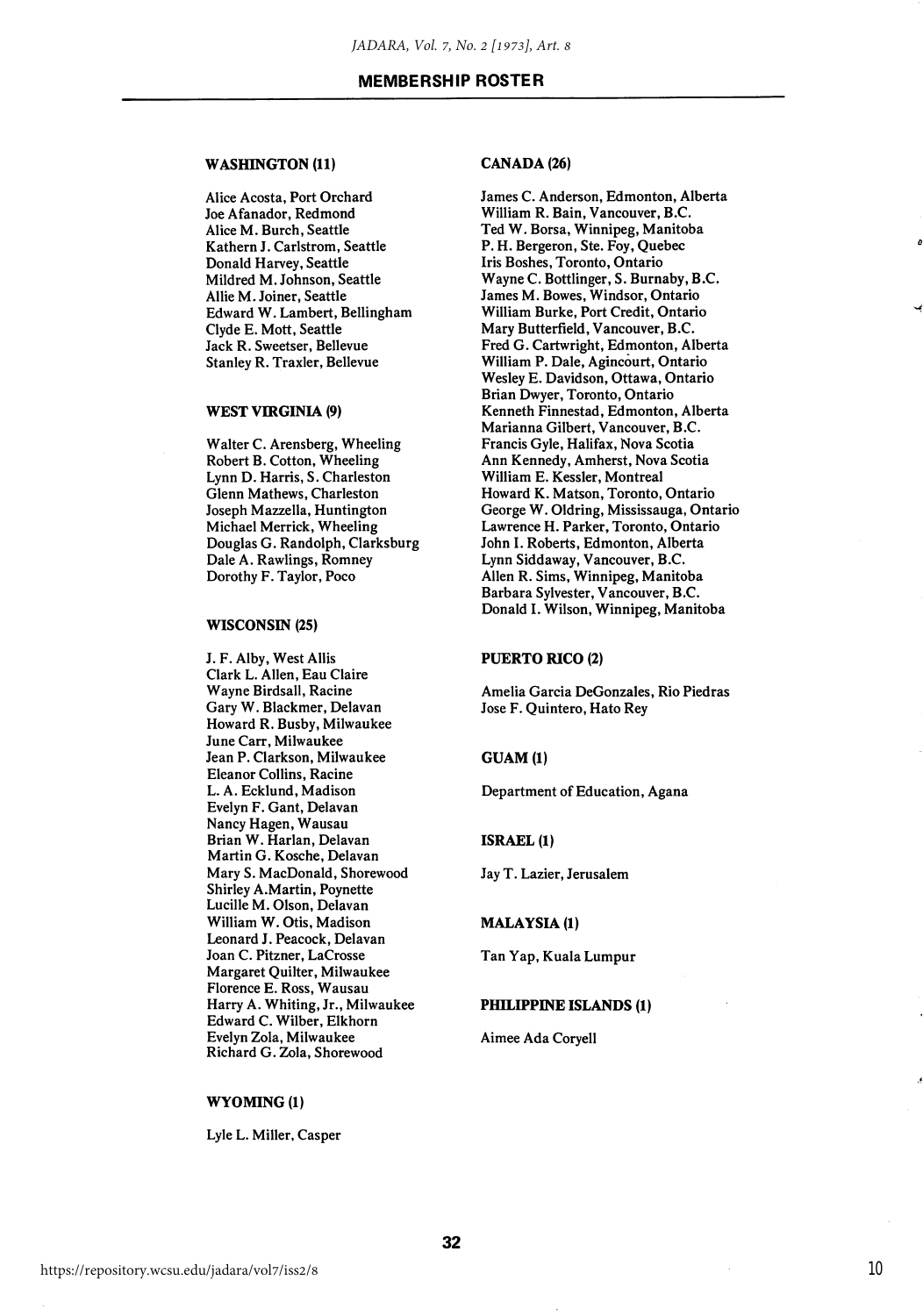## MEMBERSHIP ROSTER

### WASHINGTON (11)

Alice Acosta, Port Orchard
Joe Afanador, Redmond
Alice M. Burch, Seattle
Kathern J. Carlstrom, Seattle
Donald Harvey, Seattle
Mildred M. Johnson, Seattle
Allie M. Joiner, Seattle
Edward W. Lambert, Bellingham
Clyde E. Mott, Seattle
Jack R. Sweetser, Bellevue
Stanley R. Traxler, Bellevue

### WEST VIRGINIA (9)

Walter C. Arensberg, Wheeling
Robert B. Cotton, Wheeling
Lynn D. Harris, S. Charleston
Glenn Mathews, Charleston
Joseph Mazzella, Huntington
Michael Merrick, Wheeling
Douglas G. Randolph, Clarksburg
Dale A. Rawlings, Romney
Dorothy F. Taylor, Poco

### WISCONSIN (25)

J. F. Alby, West Allis
Clark L. Allen, Eau Claire
Wayne Birdsall, Racine
Gary W. Blackmer, Delavan
Howard R. Busby, Milwaukee
June Carr, Milwaukee
Jean P. Clarkson, Milwaukee
Eleanor Collins, Racine
L. A. Ecklund, Madison
Evelyn F. Gant, Delavan
Nancy Hagen, Wausau
Brian W. Harlan, Delavan
Martin G. Kosche, Delavan
Mary S. MacDonald, Shorewood
Shirley A.Martin, Poynette
Lucille M. Olson, Delavan
William W. Otis, Madison
Leonard J. Peacock, Delavan
Joan C. Pitzner, LaCrosse
Margaret Quilter, Milwaukee
Florence E. Ross, Wausau
Harry A. Whiting, Jr., Milwaukee
Edward C. Wilber, Elkhorn
Evelyn Zola, Milwaukee
Richard G. Zola, Shorewood

### WYOMING (1)

Lyle L. Miller, Casper

### CANADA (26)

James C. Anderson, Edmonton, Alberta
William R. Bain, Vancouver, B.C.
Ted W. Borsa, Winnipeg, Manitoba
P. H. Bergeron, Ste. Foy, Quebec
Iris Boshes, Toronto, Ontario
Wayne C. Bottlinger, S. Burnaby, B.C.
James M. Bowes, Windsor, Ontario
William Burke, Port Credit, Ontario
Mary Butterfield, Vancouver, B.C.
Fred G. Cartwright, Edmonton, Alberta
William P. Dale, Agincourt, Ontario
Wesley E. Davidson, Ottawa, Ontario
Brian Dwyer, Toronto, Ontario
Kenneth Finnestad, Edmonton, Alberta
Marianna Gilbert, Vancouver, B.C.
Francis Gyle, Halifax, Nova Scotia
Ann Kennedy, Amherst, Nova Scotia
William E. Kessler, Montreal
Howard K. Matson, Toronto, Ontario
George W. Oldring, Mississauga, Ontario
Lawrence H. Parker, Toronto, Ontario
John I. Roberts, Edmonton, Alberta
Lynn Siddaway, Vancouver, B.C.
Allen R. Sims, Winnipeg, Manitoba
Barbara Sylvester, Vancouver, B.C.
Donald I. Wilson, Winnipeg, Manitoba

### PUERTO RICO (2)

Amelia Garcia DeGonzales, Rio Piedras
Jose F. Quintero, Hato Rey

### GUAM (1)

Department of Education, Agana

### ISRAEL (1)

Jay T. Lazier, Jerusalem

### MALAYSIA (1)

Tan Yap, Kuala Lumpur

### PHILIPPINE ISLANDS (1)

Aimee Ada Coryell